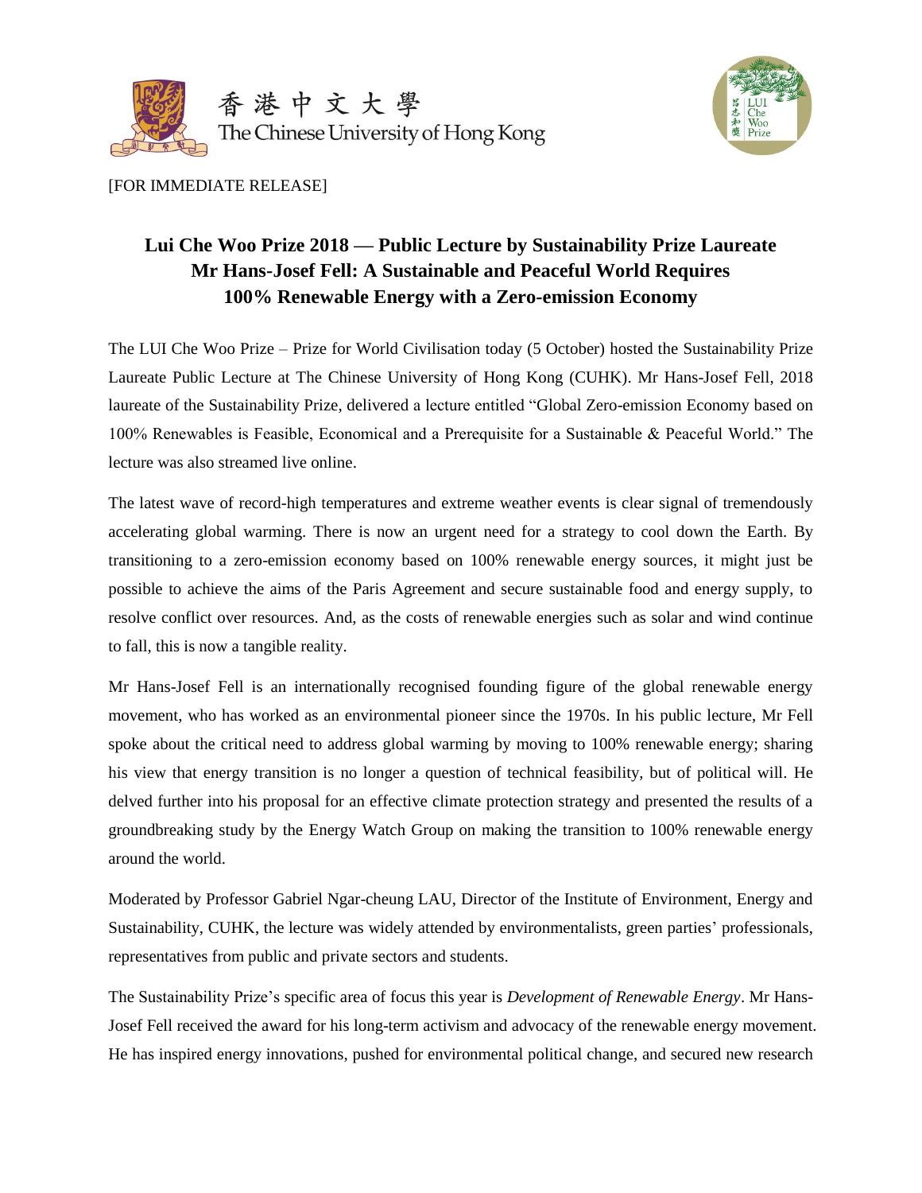香港中文大學
The Chinese University of Hong Kong

[FOR IMMEDIATE RELEASE]

# Lui Che Woo Prize 2018 — Public Lecture by Sustainability Prize Laureate Mr Hans-Josef Fell: A Sustainable and Peaceful World Requires 100% Renewable Energy with a Zero-emission Economy

The LUI Che Woo Prize – Prize for World Civilisation today (5 October) hosted the Sustainability Prize Laureate Public Lecture at The Chinese University of Hong Kong (CUHK). Mr Hans-Josef Fell, 2018 laureate of the Sustainability Prize, delivered a lecture entitled "Global Zero-emission Economy based on 100% Renewables is Feasible, Economical and a Prerequisite for a Sustainable & Peaceful World." The lecture was also streamed live online.

The latest wave of record-high temperatures and extreme weather events is clear signal of tremendously accelerating global warming. There is now an urgent need for a strategy to cool down the Earth. By transitioning to a zero-emission economy based on 100% renewable energy sources, it might just be possible to achieve the aims of the Paris Agreement and secure sustainable food and energy supply, to resolve conflict over resources. And, as the costs of renewable energies such as solar and wind continue to fall, this is now a tangible reality.

Mr Hans-Josef Fell is an internationally recognised founding figure of the global renewable energy movement, who has worked as an environmental pioneer since the 1970s. In his public lecture, Mr Fell spoke about the critical need to address global warming by moving to 100% renewable energy; sharing his view that energy transition is no longer a question of technical feasibility, but of political will. He delved further into his proposal for an effective climate protection strategy and presented the results of a groundbreaking study by the Energy Watch Group on making the transition to 100% renewable energy around the world.

Moderated by Professor Gabriel Ngar-cheung LAU, Director of the Institute of Environment, Energy and Sustainability, CUHK, the lecture was widely attended by environmentalists, green parties' professionals, representatives from public and private sectors and students.

The Sustainability Prize's specific area of focus this year is *Development of Renewable Energy*. Mr Hans-Josef Fell received the award for his long-term activism and advocacy of the renewable energy movement. He has inspired energy innovations, pushed for environmental political change, and secured new research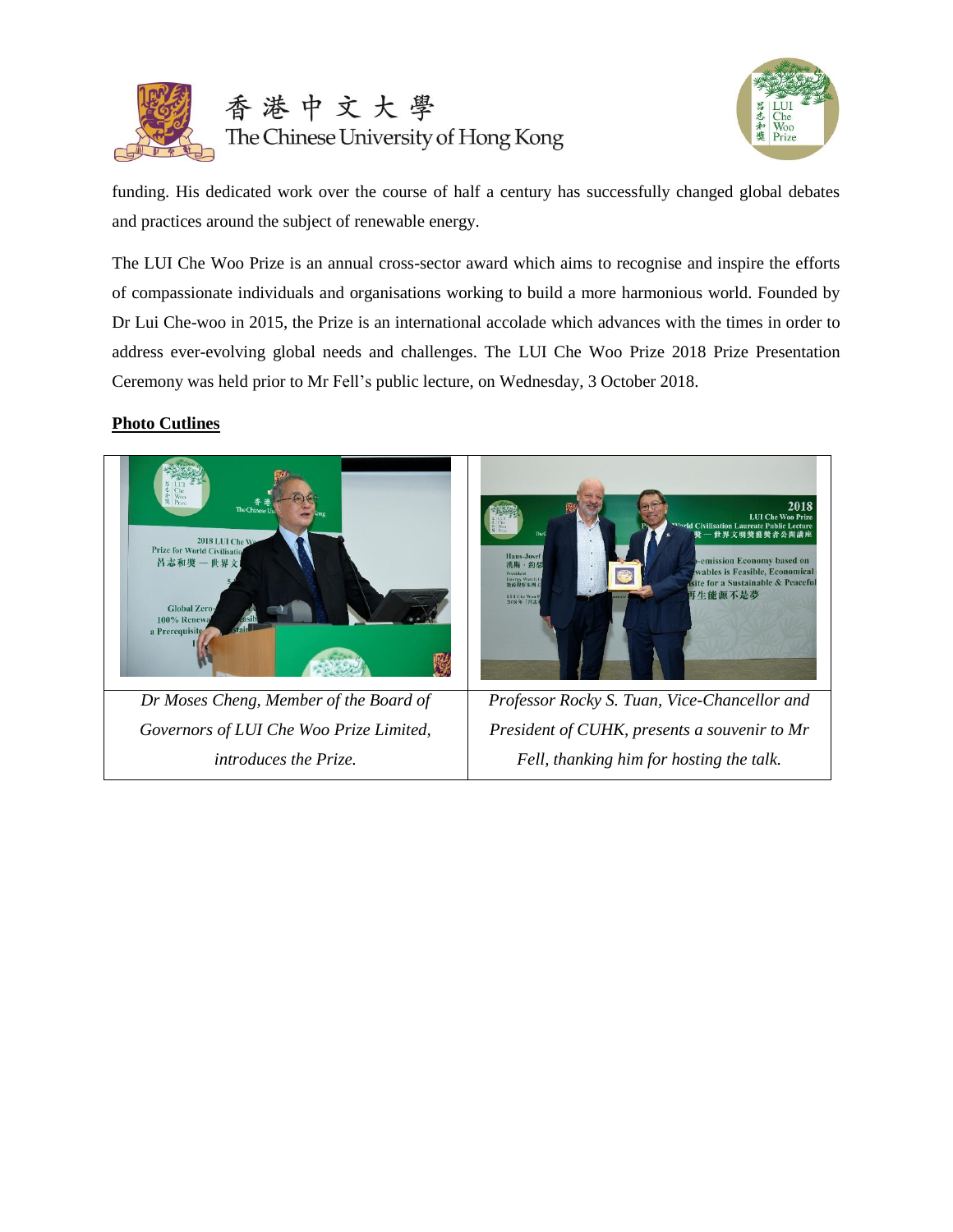funding. His dedicated work over the course of half a century has successfully changed global debates and practices around the subject of renewable energy.

The LUI Che Woo Prize is an annual cross-sector award which aims to recognise and inspire the efforts of compassionate individuals and organisations working to build a more harmonious world. Founded by Dr Lui Che-woo in 2015, the Prize is an international accolade which advances with the times in order to address ever-evolving global needs and challenges. The LUI Che Woo Prize 2018 Prize Presentation Ceremony was held prior to Mr Fell's public lecture, on Wednesday, 3 October 2018.

**Photo Cutlines**

| | |
|---|---|
| *Dr Moses Cheng, Member of the Board of Governors of LUI Che Woo Prize Limited, introduces the Prize.* | *Professor Rocky S. Tuan, Vice-Chancellor and President of CUHK, presents a souvenir to Mr Fell, thanking him for hosting the talk.* |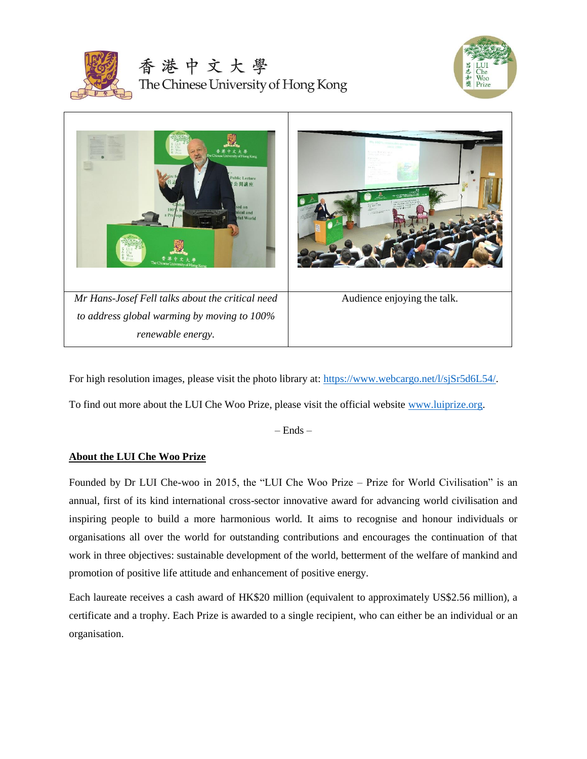| | |
|---|---|
| *Mr Hans-Josef Fell talks about the critical need to address global warming by moving to 100% renewable energy.* | Audience enjoying the talk. |

For high resolution images, please visit the photo library at: https://www.webcargo.net/l/sjSr5d6L54/.

To find out more about the LUI Che Woo Prize, please visit the official website www.luiprize.org.

– Ends –

## About the LUI Che Woo Prize

Founded by Dr LUI Che-woo in 2015, the "LUI Che Woo Prize – Prize for World Civilisation" is an annual, first of its kind international cross-sector innovative award for advancing world civilisation and inspiring people to build a more harmonious world. It aims to recognise and honour individuals or organisations all over the world for outstanding contributions and encourages the continuation of that work in three objectives: sustainable development of the world, betterment of the welfare of mankind and promotion of positive life attitude and enhancement of positive energy.

Each laureate receives a cash award of HK$20 million (equivalent to approximately US$2.56 million), a certificate and a trophy. Each Prize is awarded to a single recipient, who can either be an individual or an organisation.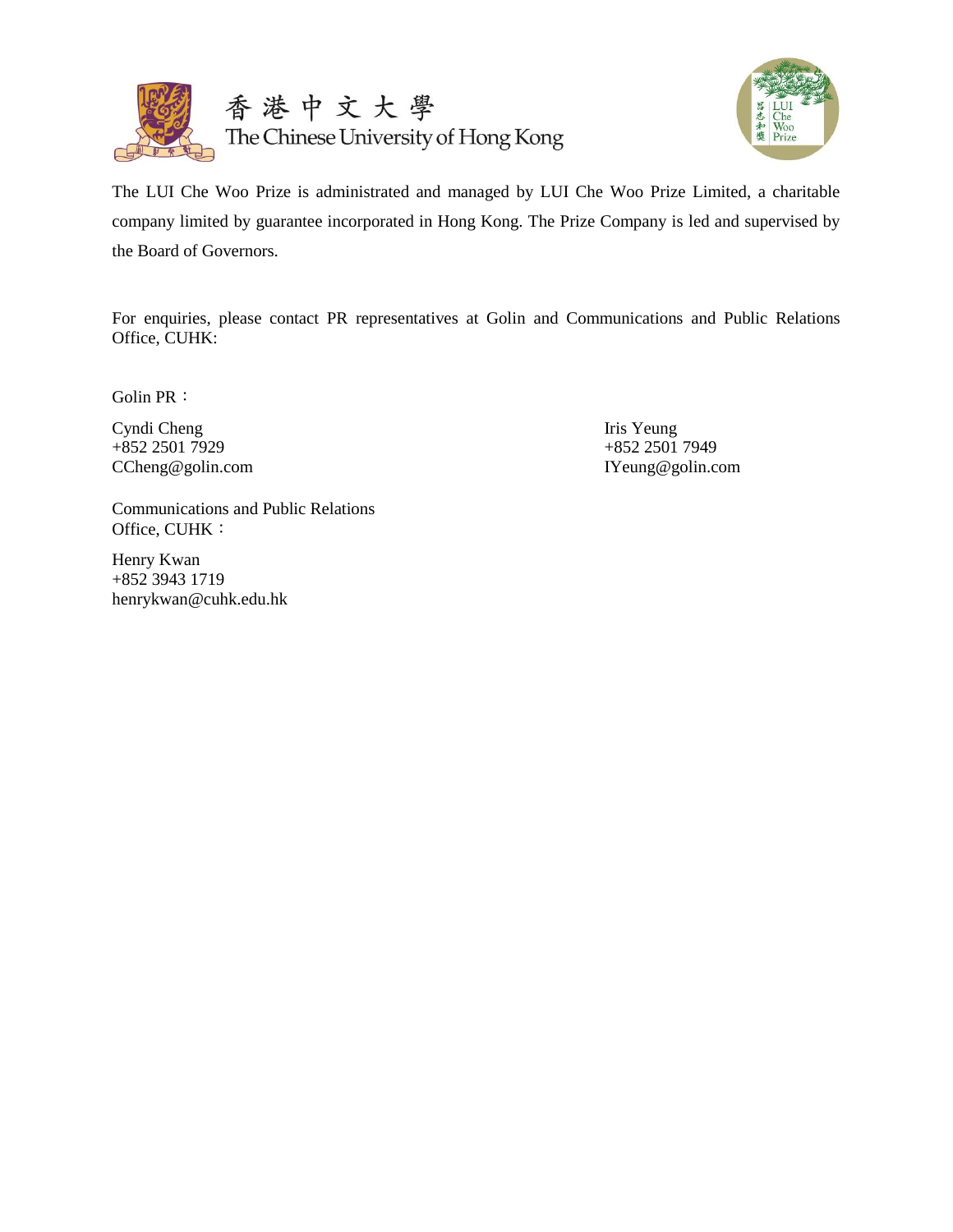The LUI Che Woo Prize is administrated and managed by LUI Che Woo Prize Limited, a charitable company limited by guarantee incorporated in Hong Kong. The Prize Company is led and supervised by the Board of Governors.

For enquiries, please contact PR representatives at Golin and Communications and Public Relations Office, CUHK:

Golin PR：

Cyndi Cheng
+852 2501 7929
CCheng@golin.com

Iris Yeung
+852 2501 7949
IYeung@golin.com

Communications and Public Relations Office, CUHK：

Henry Kwan
+852 3943 1719
henrykwan@cuhk.edu.hk